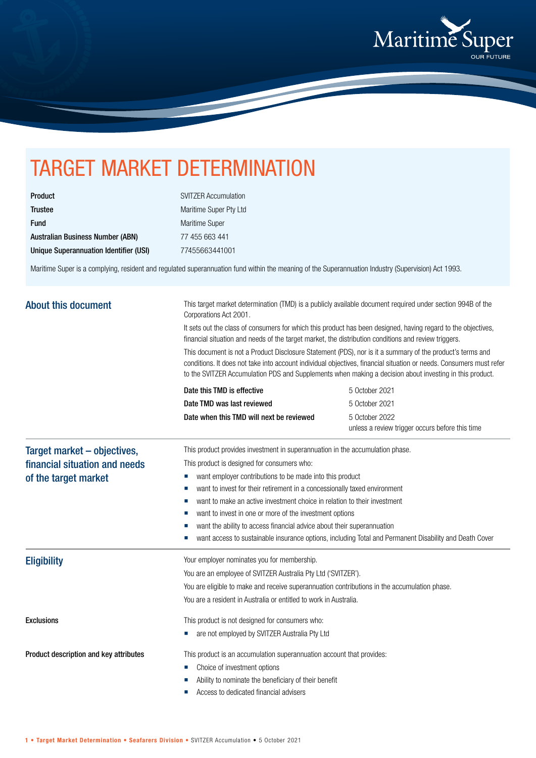# TARGET MARKET DETERMINATION

| | |
|---|---|
| **Product** | SVITZER Accumulation |
| **Trustee** | Maritime Super Pty Ltd |
| **Fund** | Maritime Super |
| **Australian Business Number (ABN)** | 77 455 663 441 |
| **Unique Superannuation Identifier (USI)** | 77455663441001 |

Maritime Super is a complying, resident and regulated superannuation fund within the meaning of the Superannuation Industry (Supervision) Act 1993.

## About this document

This target market determination (TMD) is a publicly available document required under section 994B of the Corporations Act 2001.

It sets out the class of consumers for which this product has been designed, having regard to the objectives, financial situation and needs of the target market, the distribution conditions and review triggers.

This document is not a Product Disclosure Statement (PDS), nor is it a summary of the product's terms and conditions. It does not take into account individual objectives, financial situation or needs. Consumers must refer to the SVITZER Accumulation PDS and Supplements when making a decision about investing in this product.

| | |
|---|---|
| **Date this TMD is effective** | 5 October 2021 |
| **Date TMD was last reviewed** | 5 October 2021 |
| **Date when this TMD will next be reviewed** | 5 October 2022 unless a review trigger occurs before this time |

## Target market – objectives, financial situation and needs of the target market

This product provides investment in superannuation in the accumulation phase.

This product is designed for consumers who:

- want employer contributions to be made into this product
- want to invest for their retirement in a concessionally taxed environment
- want to make an active investment choice in relation to their investment
- want to invest in one or more of the investment options
- want the ability to access financial advice about their superannuation
- want access to sustainable insurance options, including Total and Permanent Disability and Death Cover

## Eligibility

Your employer nominates you for membership.

You are an employee of SVITZER Australia Pty Ltd ('SVITZER').

You are eligible to make and receive superannuation contributions in the accumulation phase.

You are a resident in Australia or entitled to work in Australia.

### Exclusions

This product is not designed for consumers who:

- are not employed by SVITZER Australia Pty Ltd

### Product description and key attributes

This product is an accumulation superannuation account that provides:

- Choice of investment options
- Ability to nominate the beneficiary of their benefit
- Access to dedicated financial advisers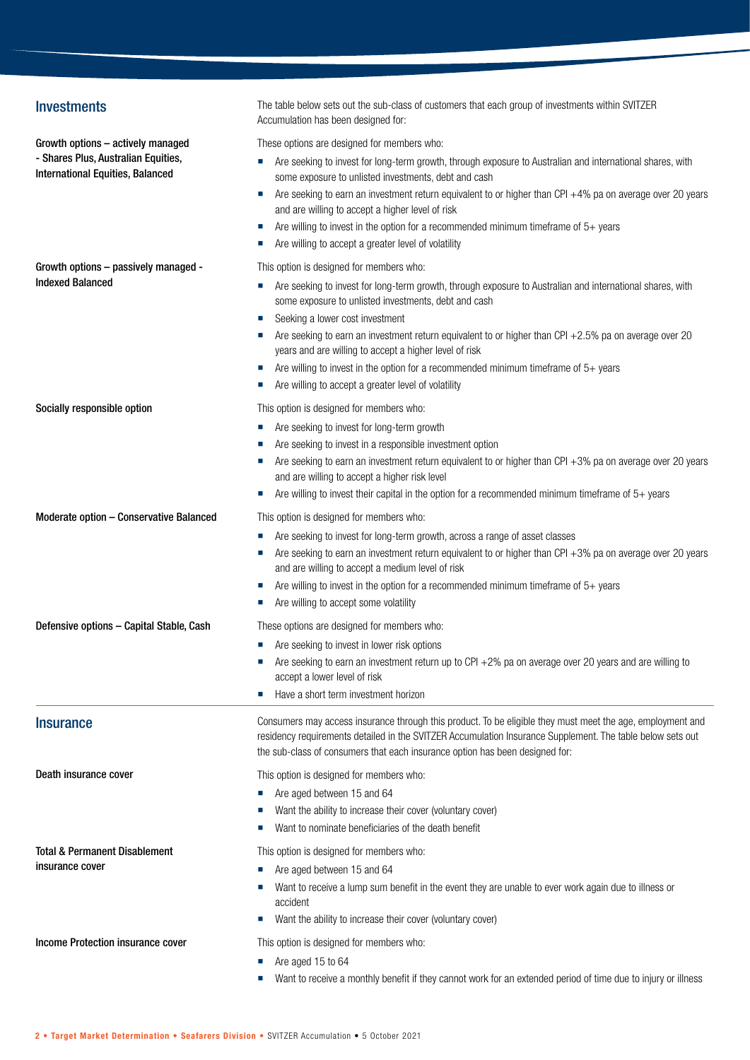## Investments

The table below sets out the sub-class of customers that each group of investments within SVITZER Accumulation has been designed for:

### Growth options – actively managed - Shares Plus, Australian Equities, International Equities, Balanced

These options are designed for members who:

- Are seeking to invest for long-term growth, through exposure to Australian and international shares, with some exposure to unlisted investments, debt and cash
- Are seeking to earn an investment return equivalent to or higher than CPI +4% pa on average over 20 years and are willing to accept a higher level of risk
- Are willing to invest in the option for a recommended minimum timeframe of 5+ years
- Are willing to accept a greater level of volatility

### Growth options – passively managed - Indexed Balanced

This option is designed for members who:

- Are seeking to invest for long-term growth, through exposure to Australian and international shares, with some exposure to unlisted investments, debt and cash
- Seeking a lower cost investment
- Are seeking to earn an investment return equivalent to or higher than CPI +2.5% pa on average over 20 years and are willing to accept a higher level of risk
- Are willing to invest in the option for a recommended minimum timeframe of 5+ years
- Are willing to accept a greater level of volatility

### Socially responsible option

This option is designed for members who:

- Are seeking to invest for long-term growth
- Are seeking to invest in a responsible investment option
- Are seeking to earn an investment return equivalent to or higher than CPI +3% pa on average over 20 years and are willing to accept a higher risk level
- Are willing to invest their capital in the option for a recommended minimum timeframe of 5+ years

### Moderate option – Conservative Balanced

This option is designed for members who:

- Are seeking to invest for long-term growth, across a range of asset classes
- Are seeking to earn an investment return equivalent to or higher than CPI +3% pa on average over 20 years and are willing to accept a medium level of risk
- Are willing to invest in the option for a recommended minimum timeframe of 5+ years
- Are willing to accept some volatility

### Defensive options – Capital Stable, Cash

These options are designed for members who:

- Are seeking to invest in lower risk options
- Are seeking to earn an investment return up to CPI +2% pa on average over 20 years and are willing to accept a lower level of risk
- Have a short term investment horizon

## Insurance

Consumers may access insurance through this product. To be eligible they must meet the age, employment and residency requirements detailed in the SVITZER Accumulation Insurance Supplement. The table below sets out the sub-class of consumers that each insurance option has been designed for:

### Death insurance cover

This option is designed for members who:

- Are aged between 15 and 64
- Want the ability to increase their cover (voluntary cover)
- Want to nominate beneficiaries of the death benefit

### Total & Permanent Disablement insurance cover

This option is designed for members who:

- Are aged between 15 and 64
- Want to receive a lump sum benefit in the event they are unable to ever work again due to illness or accident
- Want the ability to increase their cover (voluntary cover)

### Income Protection insurance cover

This option is designed for members who:

- Are aged 15 to 64
- Want to receive a monthly benefit if they cannot work for an extended period of time due to injury or illness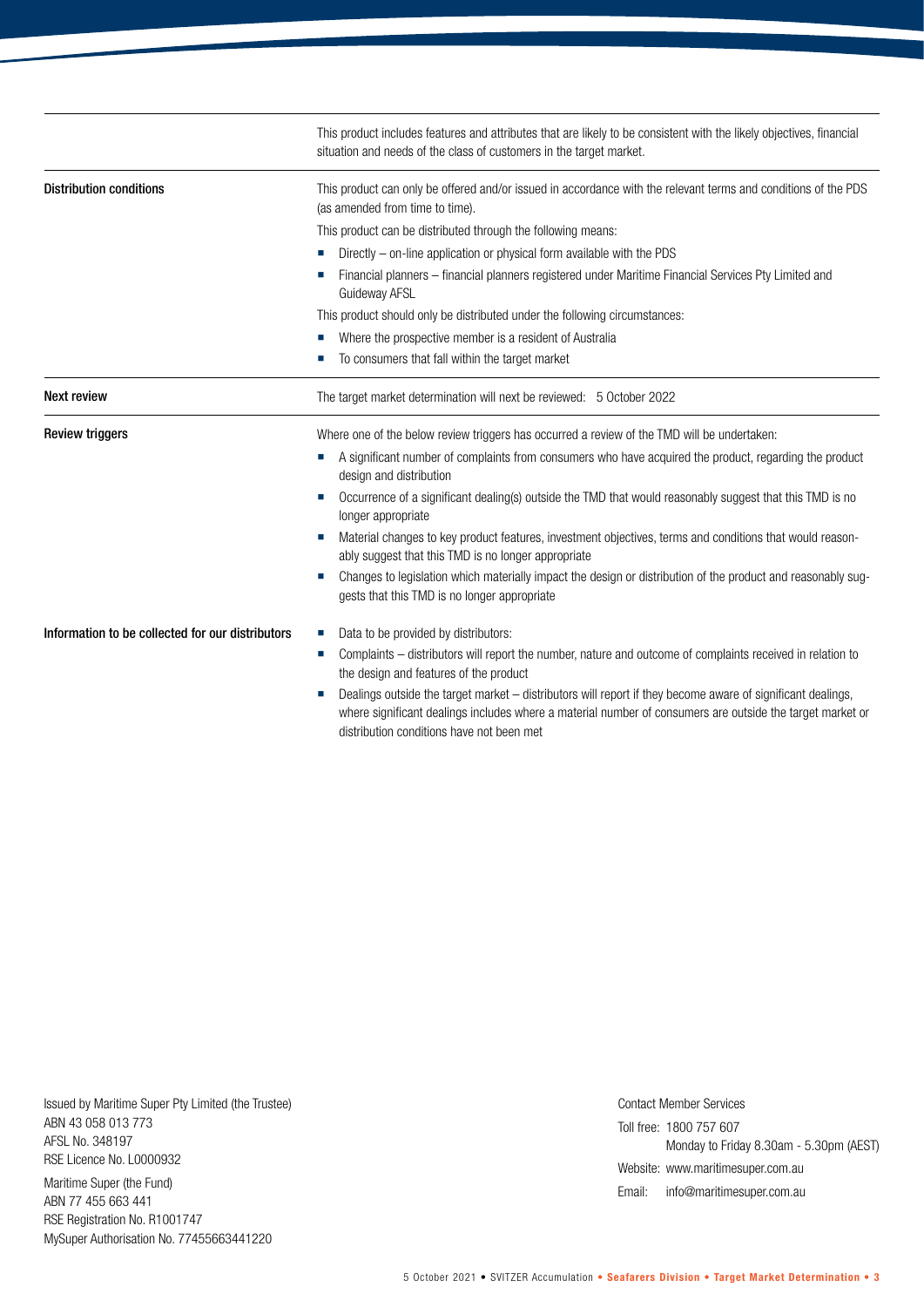| | |
|---|---|
| | This product includes features and attributes that are likely to be consistent with the likely objectives, financial situation and needs of the class of customers in the target market. |
| **Distribution conditions** | This product can only be offered and/or issued in accordance with the relevant terms and conditions of the PDS (as amended from time to time).<br>This product can be distributed through the following means:<br>▪ Directly – on-line application or physical form available with the PDS<br>▪ Financial planners – financial planners registered under Maritime Financial Services Pty Limited and Guideway AFSL<br>This product should only be distributed under the following circumstances:<br>▪ Where the prospective member is a resident of Australia<br>▪ To consumers that fall within the target market |
| **Next review** | The target market determination will next be reviewed: 5 October 2022 |
| **Review triggers** | Where one of the below review triggers has occurred a review of the TMD will be undertaken:<br>▪ A significant number of complaints from consumers who have acquired the product, regarding the product design and distribution<br>▪ Occurrence of a significant dealing(s) outside the TMD that would reasonably suggest that this TMD is no longer appropriate<br>▪ Material changes to key product features, investment objectives, terms and conditions that would reasonably suggest that this TMD is no longer appropriate<br>▪ Changes to legislation which materially impact the design or distribution of the product and reasonably suggests that this TMD is no longer appropriate |
| **Information to be collected for our distributors** | ▪ Data to be provided by distributors:<br>▪ Complaints – distributors will report the number, nature and outcome of complaints received in relation to the design and features of the product<br>▪ Dealings outside the target market – distributors will report if they become aware of significant dealings, where significant dealings includes where a material number of consumers are outside the target market or distribution conditions have not been met |

Issued by Maritime Super Pty Limited (the Trustee)
ABN 43 058 013 773
AFSL No. 348197
RSE Licence No. L0000932

Maritime Super (the Fund)
ABN 77 455 663 441
RSE Registration No. R1001747
MySuper Authorisation No. 77455663441220

Contact Member Services

Toll free: 1800 757 607
Monday to Friday 8.30am - 5.30pm (AEST)

Website: www.maritimesuper.com.au

Email: info@maritimesuper.com.au